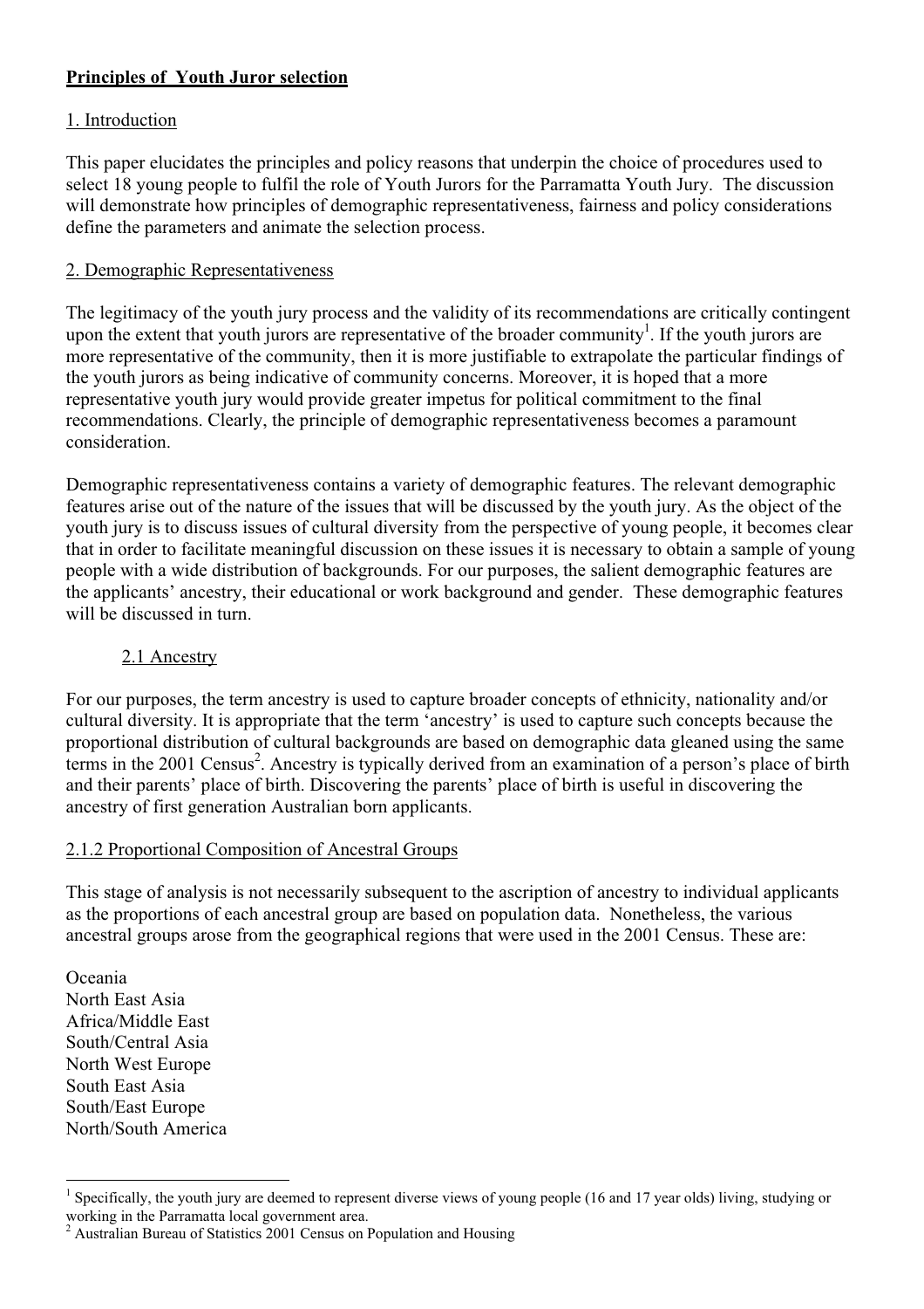# Principles of Youth Juror selection

## 1. Introduction

This paper elucidates the principles and policy reasons that underpin the choice of procedures used to select 18 young people to fulfil the role of Youth Jurors for the Parramatta Youth Jury. The discussion will demonstrate how principles of demographic representativeness, fairness and policy considerations define the parameters and animate the selection process.

## 2. Demographic Representativeness

The legitimacy of the youth jury process and the validity of its recommendations are critically contingent upon the extent that youth jurors are representative of the broader community[1]. If the youth jurors are more representative of the community, then it is more justifiable to extrapolate the particular findings of the youth jurors as being indicative of community concerns. Moreover, it is hoped that a more representative youth jury would provide greater impetus for political commitment to the final recommendations. Clearly, the principle of demographic representativeness becomes a paramount consideration.

Demographic representativeness contains a variety of demographic features. The relevant demographic features arise out of the nature of the issues that will be discussed by the youth jury. As the object of the youth jury is to discuss issues of cultural diversity from the perspective of young people, it becomes clear that in order to facilitate meaningful discussion on these issues it is necessary to obtain a sample of young people with a wide distribution of backgrounds. For our purposes, the salient demographic features are the applicants' ancestry, their educational or work background and gender. These demographic features will be discussed in turn.

### 2.1 Ancestry

For our purposes, the term ancestry is used to capture broader concepts of ethnicity, nationality and/or cultural diversity. It is appropriate that the term 'ancestry' is used to capture such concepts because the proportional distribution of cultural backgrounds are based on demographic data gleaned using the same terms in the 2001 Census[2]. Ancestry is typically derived from an examination of a person's place of birth and their parents' place of birth. Discovering the parents' place of birth is useful in discovering the ancestry of first generation Australian born applicants.

### 2.1.2 Proportional Composition of Ancestral Groups

This stage of analysis is not necessarily subsequent to the ascription of ancestry to individual applicants as the proportions of each ancestral group are based on population data. Nonetheless, the various ancestral groups arose from the geographical regions that were used in the 2001 Census. These are:

Oceania
North East Asia
Africa/Middle East
South/Central Asia
North West Europe
South East Asia
South/East Europe
North/South America

---

[1] Specifically, the youth jury are deemed to represent diverse views of young people (16 and 17 year olds) living, studying or working in the Parramatta local government area.

[2] Australian Bureau of Statistics 2001 Census on Population and Housing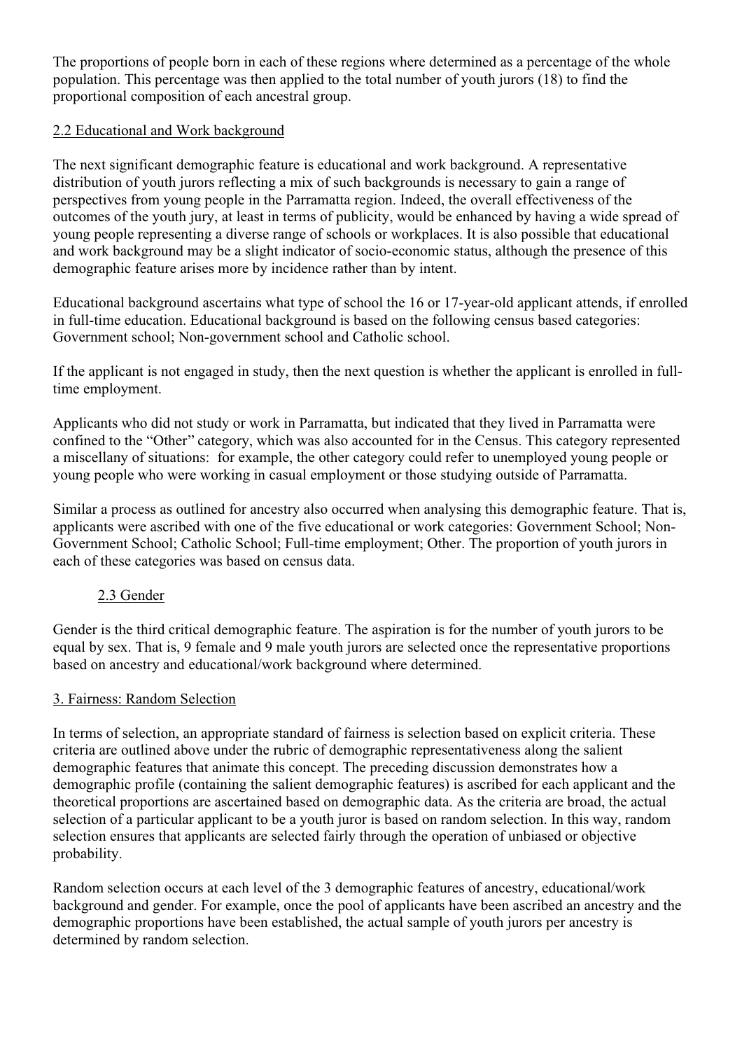The proportions of people born in each of these regions where determined as a percentage of the whole population. This percentage was then applied to the total number of youth jurors (18) to find the proportional composition of each ancestral group.

### 2.2 Educational and Work background

The next significant demographic feature is educational and work background. A representative distribution of youth jurors reflecting a mix of such backgrounds is necessary to gain a range of perspectives from young people in the Parramatta region. Indeed, the overall effectiveness of the outcomes of the youth jury, at least in terms of publicity, would be enhanced by having a wide spread of young people representing a diverse range of schools or workplaces. It is also possible that educational and work background may be a slight indicator of socio-economic status, although the presence of this demographic feature arises more by incidence rather than by intent.

Educational background ascertains what type of school the 16 or 17-year-old applicant attends, if enrolled in full-time education. Educational background is based on the following census based categories: Government school; Non-government school and Catholic school.

If the applicant is not engaged in study, then the next question is whether the applicant is enrolled in full-time employment.

Applicants who did not study or work in Parramatta, but indicated that they lived in Parramatta were confined to the "Other" category, which was also accounted for in the Census. This category represented a miscellany of situations: for example, the other category could refer to unemployed young people or young people who were working in casual employment or those studying outside of Parramatta.

Similar a process as outlined for ancestry also occurred when analysing this demographic feature. That is, applicants were ascribed with one of the five educational or work categories: Government School; Non-Government School; Catholic School; Full-time employment; Other. The proportion of youth jurors in each of these categories was based on census data.

### 2.3 Gender

Gender is the third critical demographic feature. The aspiration is for the number of youth jurors to be equal by sex. That is, 9 female and 9 male youth jurors are selected once the representative proportions based on ancestry and educational/work background where determined.

## 3. Fairness: Random Selection

In terms of selection, an appropriate standard of fairness is selection based on explicit criteria. These criteria are outlined above under the rubric of demographic representativeness along the salient demographic features that animate this concept. The preceding discussion demonstrates how a demographic profile (containing the salient demographic features) is ascribed for each applicant and the theoretical proportions are ascertained based on demographic data. As the criteria are broad, the actual selection of a particular applicant to be a youth juror is based on random selection. In this way, random selection ensures that applicants are selected fairly through the operation of unbiased or objective probability.

Random selection occurs at each level of the 3 demographic features of ancestry, educational/work background and gender. For example, once the pool of applicants have been ascribed an ancestry and the demographic proportions have been established, the actual sample of youth jurors per ancestry is determined by random selection.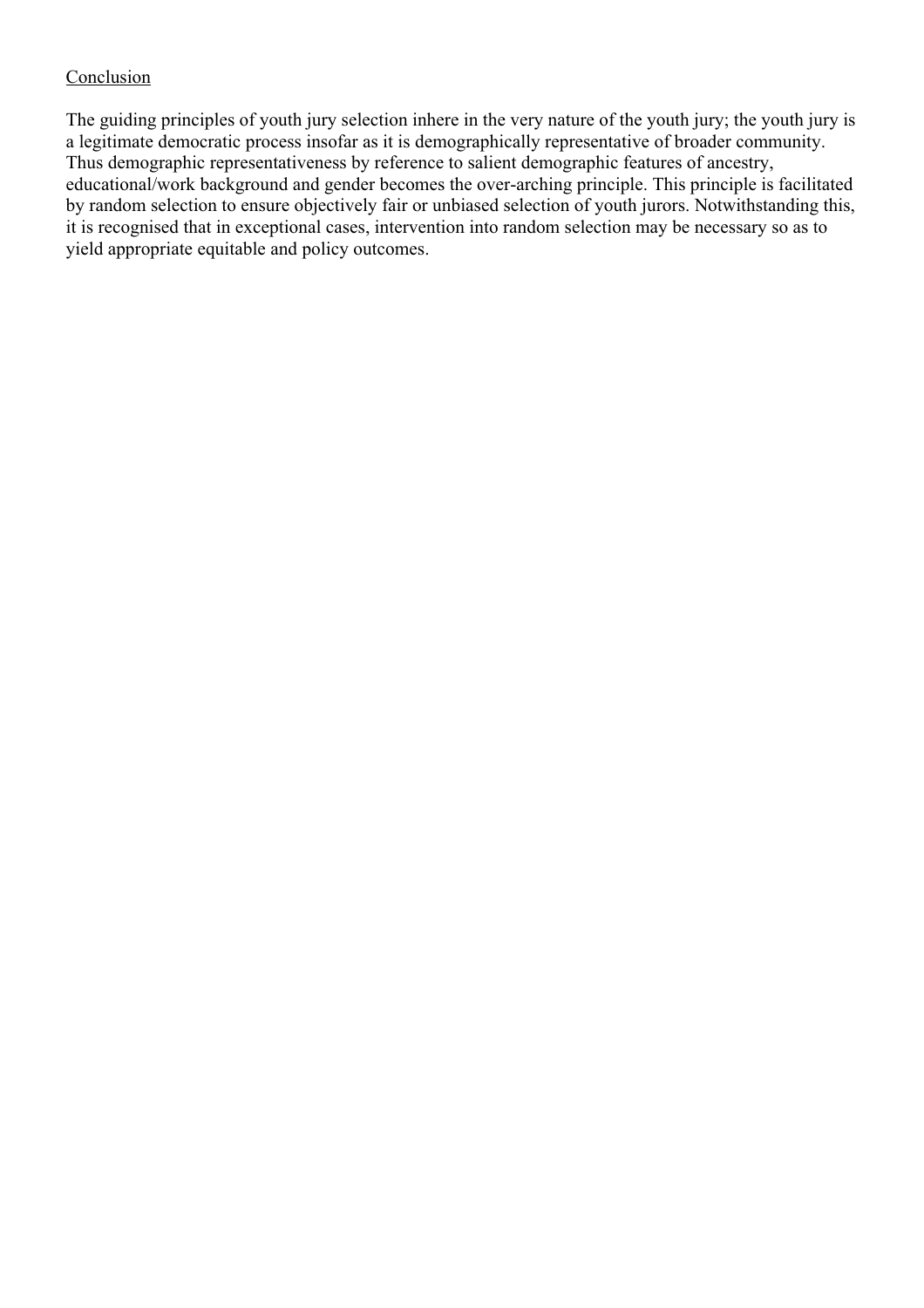## Conclusion

The guiding principles of youth jury selection inhere in the very nature of the youth jury; the youth jury is a legitimate democratic process insofar as it is demographically representative of broader community. Thus demographic representativeness by reference to salient demographic features of ancestry, educational/work background and gender becomes the over-arching principle. This principle is facilitated by random selection to ensure objectively fair or unbiased selection of youth jurors. Notwithstanding this, it is recognised that in exceptional cases, intervention into random selection may be necessary so as to yield appropriate equitable and policy outcomes.